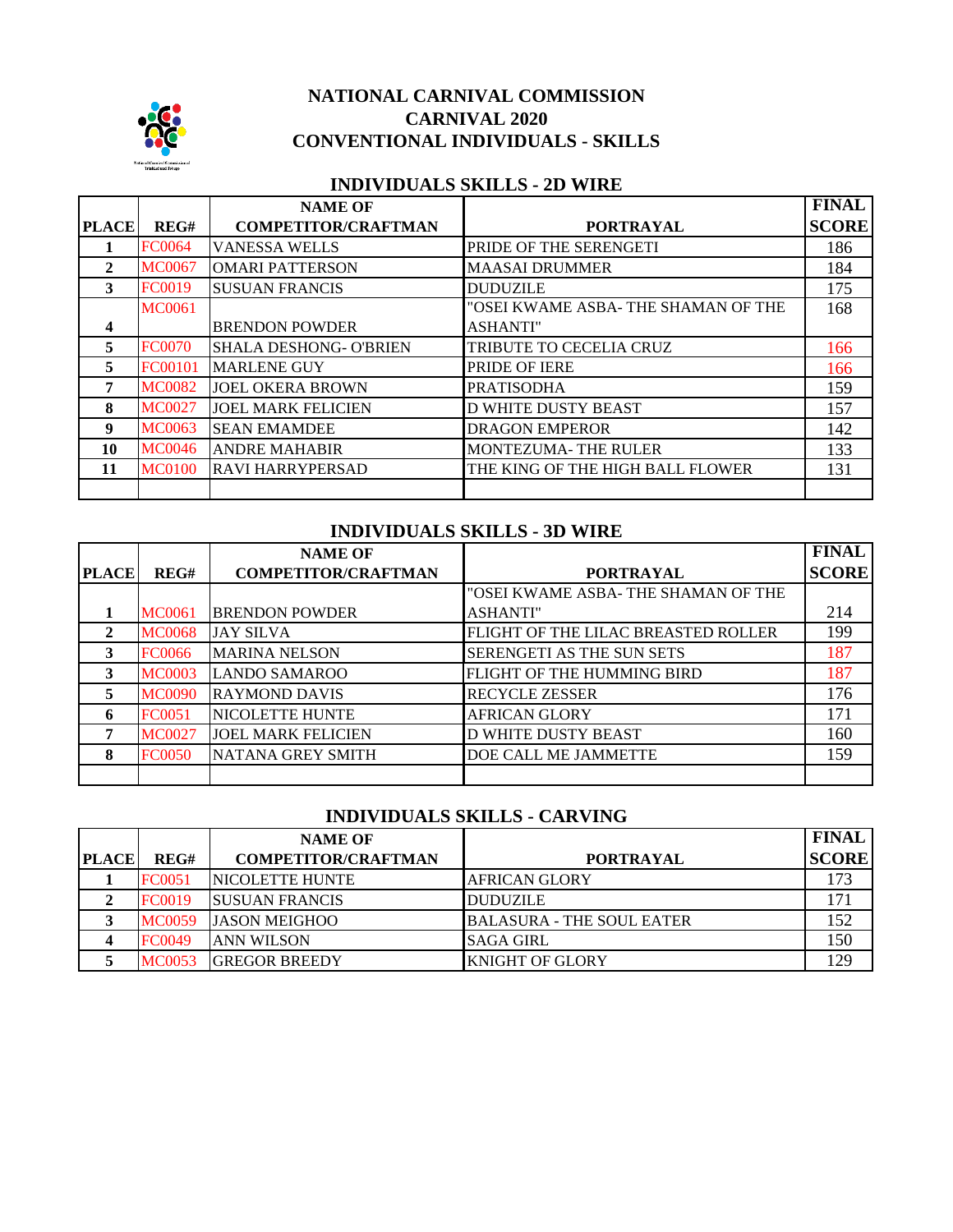# NATIONAL CARNIVAL COMMISSION
# CARNIVAL 2020
# CONVENTIONAL INDIVIDUALS - SKILLS

## INDIVIDUALS SKILLS - 2D WIRE

| PLACE | REG# | NAME OF COMPETITOR/CRAFTMAN | PORTRAYAL | FINAL SCORE |
|---|---|---|---|---|
| 1 | FC0064 | VANESSA WELLS | PRIDE OF THE SERENGETI | 186 |
| 2 | MC0067 | OMARI PATTERSON | MAASAI DRUMMER | 184 |
| 3 | FC0019 | SUSUAN FRANCIS | DUDUZILE | 175 |
| 4 | MC0061 | BRENDON POWDER | "OSEI KWAME ASBA- THE SHAMAN OF THE ASHANTI" | 168 |
| 5 | FC0070 | SHALA DESHONG- O'BRIEN | TRIBUTE TO CECELIA CRUZ | 166 |
| 5 | FC00101 | MARLENE GUY | PRIDE OF IERE | 166 |
| 7 | MC0082 | JOEL OKERA BROWN | PRATISODHA | 159 |
| 8 | MC0027 | JOEL MARK FELICIEN | D WHITE DUSTY BEAST | 157 |
| 9 | MC0063 | SEAN EMAMDEE | DRAGON EMPEROR | 142 |
| 10 | MC0046 | ANDRE MAHABIR | MONTEZUMA- THE RULER | 133 |
| 11 | MC0100 | RAVI HARRYPERSAD | THE KING OF THE HIGH BALL FLOWER | 131 |
| | | | | |

## INDIVIDUALS SKILLS - 3D WIRE

| PLACE | REG# | NAME OF COMPETITOR/CRAFTMAN | PORTRAYAL | FINAL SCORE |
|---|---|---|---|---|
| 1 | MC0061 | BRENDON POWDER | "OSEI KWAME ASBA- THE SHAMAN OF THE ASHANTI" | 214 |
| 2 | MC0068 | JAY SILVA | FLIGHT OF THE LILAC BREASTED ROLLER | 199 |
| 3 | FC0066 | MARINA NELSON | SERENGETI AS THE SUN SETS | 187 |
| 3 | MC0003 | LANDO SAMAROO | FLIGHT OF THE HUMMING BIRD | 187 |
| 5 | MC0090 | RAYMOND DAVIS | RECYCLE ZESSER | 176 |
| 6 | FC0051 | NICOLETTE HUNTE | AFRICAN GLORY | 171 |
| 7 | MC0027 | JOEL MARK FELICIEN | D WHITE DUSTY BEAST | 160 |
| 8 | FC0050 | NATANA GREY SMITH | DOE CALL ME JAMMETTE | 159 |
| | | | | |

## INDIVIDUALS SKILLS - CARVING

| PLACE | REG# | NAME OF COMPETITOR/CRAFTMAN | PORTRAYAL | FINAL SCORE |
|---|---|---|---|---|
| 1 | FC0051 | NICOLETTE HUNTE | AFRICAN GLORY | 173 |
| 2 | FC0019 | SUSUAN FRANCIS | DUDUZILE | 171 |
| 3 | MC0059 | JASON MEIGHOO | BALASURA - THE SOUL EATER | 152 |
| 4 | FC0049 | ANN WILSON | SAGA GIRL | 150 |
| 5 | MC0053 | GREGOR BREEDY | KNIGHT OF GLORY | 129 |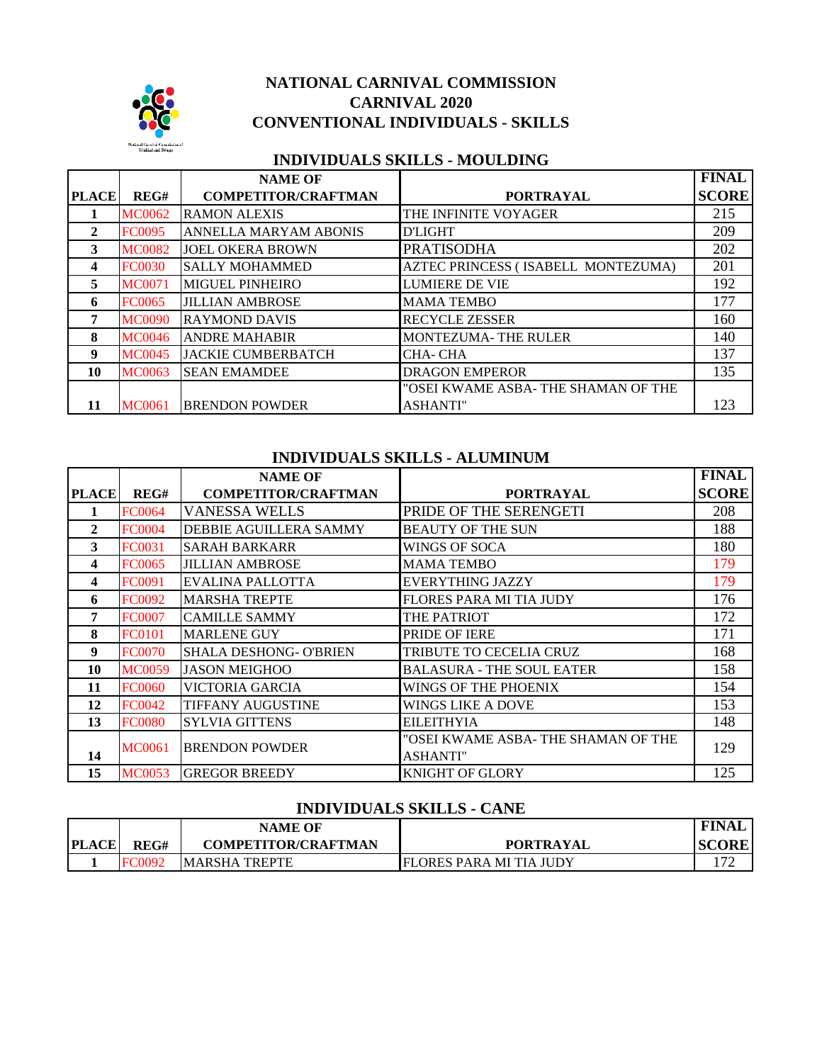# NATIONAL CARNIVAL COMMISSION
# CARNIVAL 2020
# CONVENTIONAL INDIVIDUALS - SKILLS

## INDIVIDUALS SKILLS - MOULDING

| PLACE | REG# | NAME OF COMPETITOR/CRAFTMAN | PORTRAYAL | FINAL SCORE |
|---|---|---|---|---|
| 1 | MC0062 | RAMON ALEXIS | THE INFINITE VOYAGER | 215 |
| 2 | FC0095 | ANNELLA MARYAM ABONIS | D'LIGHT | 209 |
| 3 | MC0082 | JOEL OKERA BROWN | PRATISODHA | 202 |
| 4 | FC0030 | SALLY MOHAMMED | AZTEC PRINCESS ( ISABELL MONTEZUMA) | 201 |
| 5 | MC0071 | MIGUEL PINHEIRO | LUMIERE DE VIE | 192 |
| 6 | FC0065 | JILLIAN AMBROSE | MAMA TEMBO | 177 |
| 7 | MC0090 | RAYMOND DAVIS | RECYCLE ZESSER | 160 |
| 8 | MC0046 | ANDRE MAHABIR | MONTEZUMA- THE RULER | 140 |
| 9 | MC0045 | JACKIE CUMBERBATCH | CHA- CHA | 137 |
| 10 | MC0063 | SEAN EMAMDEE | DRAGON EMPEROR | 135 |
| 11 | MC0061 | BRENDON POWDER | "OSEI KWAME ASBA- THE SHAMAN OF THE ASHANTI" | 123 |

## INDIVIDUALS SKILLS - ALUMINUM

| PLACE | REG# | NAME OF COMPETITOR/CRAFTMAN | PORTRAYAL | FINAL SCORE |
|---|---|---|---|---|
| 1 | FC0064 | VANESSA WELLS | PRIDE OF THE SERENGETI | 208 |
| 2 | FC0004 | DEBBIE AGUILLERA SAMMY | BEAUTY OF THE SUN | 188 |
| 3 | FC0031 | SARAH BARKARR | WINGS OF SOCA | 180 |
| 4 | FC0065 | JILLIAN AMBROSE | MAMA TEMBO | 179 |
| 4 | FC0091 | EVALINA PALLOTTA | EVERYTHING JAZZY | 179 |
| 6 | FC0092 | MARSHA TREPTE | FLORES PARA MI TIA JUDY | 176 |
| 7 | FC0007 | CAMILLE SAMMY | THE PATRIOT | 172 |
| 8 | FC0101 | MARLENE GUY | PRIDE OF IERE | 171 |
| 9 | FC0070 | SHALA DESHONG- O'BRIEN | TRIBUTE TO CECELIA CRUZ | 168 |
| 10 | MC0059 | JASON MEIGHOO | BALASURA - THE SOUL EATER | 158 |
| 11 | FC0060 | VICTORIA GARCIA | WINGS OF THE PHOENIX | 154 |
| 12 | FC0042 | TIFFANY AUGUSTINE | WINGS LIKE A DOVE | 153 |
| 13 | FC0080 | SYLVIA GITTENS | EILEITHYIA | 148 |
| 14 | MC0061 | BRENDON POWDER | "OSEI KWAME ASBA- THE SHAMAN OF THE ASHANTI" | 129 |
| 15 | MC0053 | GREGOR BREEDY | KNIGHT OF GLORY | 125 |

## INDIVIDUALS SKILLS - CANE

| PLACE | REG# | NAME OF COMPETITOR/CRAFTMAN | PORTRAYAL | FINAL SCORE |
|---|---|---|---|---|
| 1 | FC0092 | MARSHA TREPTE | FLORES PARA MI TIA JUDY | 172 |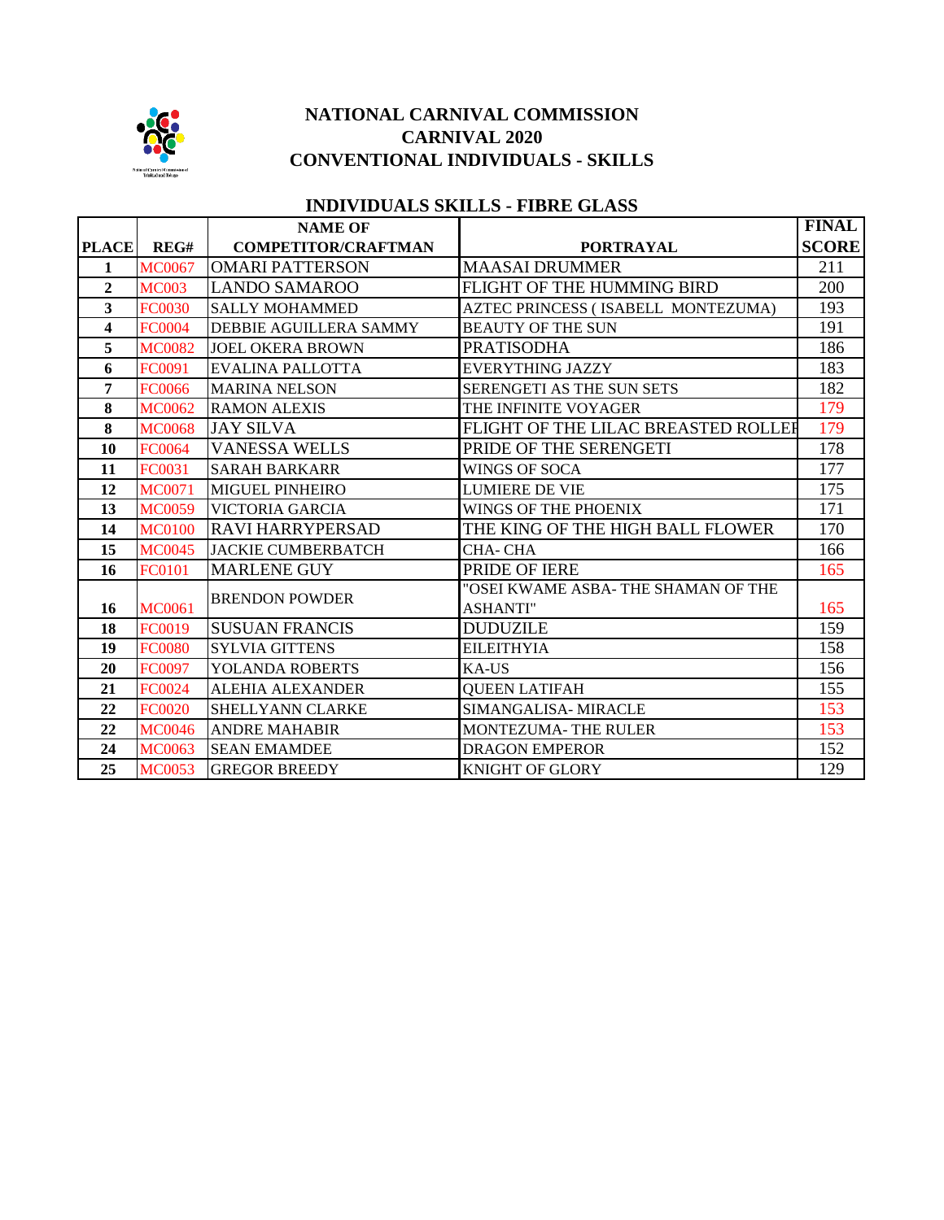## NATIONAL CARNIVAL COMMISSION
## CARNIVAL 2020
## CONVENTIONAL INDIVIDUALS - SKILLS

### INDIVIDUALS SKILLS - FIBRE GLASS

| PLACE | REG# | NAME OF COMPETITOR/CRAFTMAN | PORTRAYAL | FINAL SCORE |
|---|---|---|---|---|
| 1 | MC0067 | OMARI PATTERSON | MAASAI DRUMMER | 211 |
| 2 | MC003 | LANDO SAMAROO | FLIGHT OF THE HUMMING BIRD | 200 |
| 3 | FC0030 | SALLY MOHAMMED | AZTEC PRINCESS ( ISABELL MONTEZUMA) | 193 |
| 4 | FC0004 | DEBBIE AGUILLERA SAMMY | BEAUTY OF THE SUN | 191 |
| 5 | MC0082 | JOEL OKERA BROWN | PRATISODHA | 186 |
| 6 | FC0091 | EVALINA PALLOTTA | EVERYTHING JAZZY | 183 |
| 7 | FC0066 | MARINA NELSON | SERENGETI AS THE SUN SETS | 182 |
| 8 | MC0062 | RAMON ALEXIS | THE INFINITE VOYAGER | 179 |
| 8 | MC0068 | JAY SILVA | FLIGHT OF THE LILAC BREASTED ROLLER | 179 |
| 10 | FC0064 | VANESSA WELLS | PRIDE OF THE SERENGETI | 178 |
| 11 | FC0031 | SARAH BARKARR | WINGS OF SOCA | 177 |
| 12 | MC0071 | MIGUEL PINHEIRO | LUMIERE DE VIE | 175 |
| 13 | MC0059 | VICTORIA GARCIA | WINGS OF THE PHOENIX | 171 |
| 14 | MC0100 | RAVI HARRYPERSAD | THE KING OF THE HIGH BALL FLOWER | 170 |
| 15 | MC0045 | JACKIE CUMBERBATCH | CHA- CHA | 166 |
| 16 | FC0101 | MARLENE GUY | PRIDE OF IERE | 165 |
| 16 | MC0061 | BRENDON POWDER | "OSEI KWAME ASBA- THE SHAMAN OF THE ASHANTI" | 165 |
| 18 | FC0019 | SUSUAN FRANCIS | DUDUZILE | 159 |
| 19 | FC0080 | SYLVIA GITTENS | EILEITHYIA | 158 |
| 20 | FC0097 | YOLANDA ROBERTS | KA-US | 156 |
| 21 | FC0024 | ALEHIA ALEXANDER | QUEEN LATIFAH | 155 |
| 22 | FC0020 | SHELLYANN CLARKE | SIMANGALISA- MIRACLE | 153 |
| 22 | MC0046 | ANDRE MAHABIR | MONTEZUMA- THE RULER | 153 |
| 24 | MC0063 | SEAN EMAMDEE | DRAGON EMPEROR | 152 |
| 25 | MC0053 | GREGOR BREEDY | KNIGHT OF GLORY | 129 |